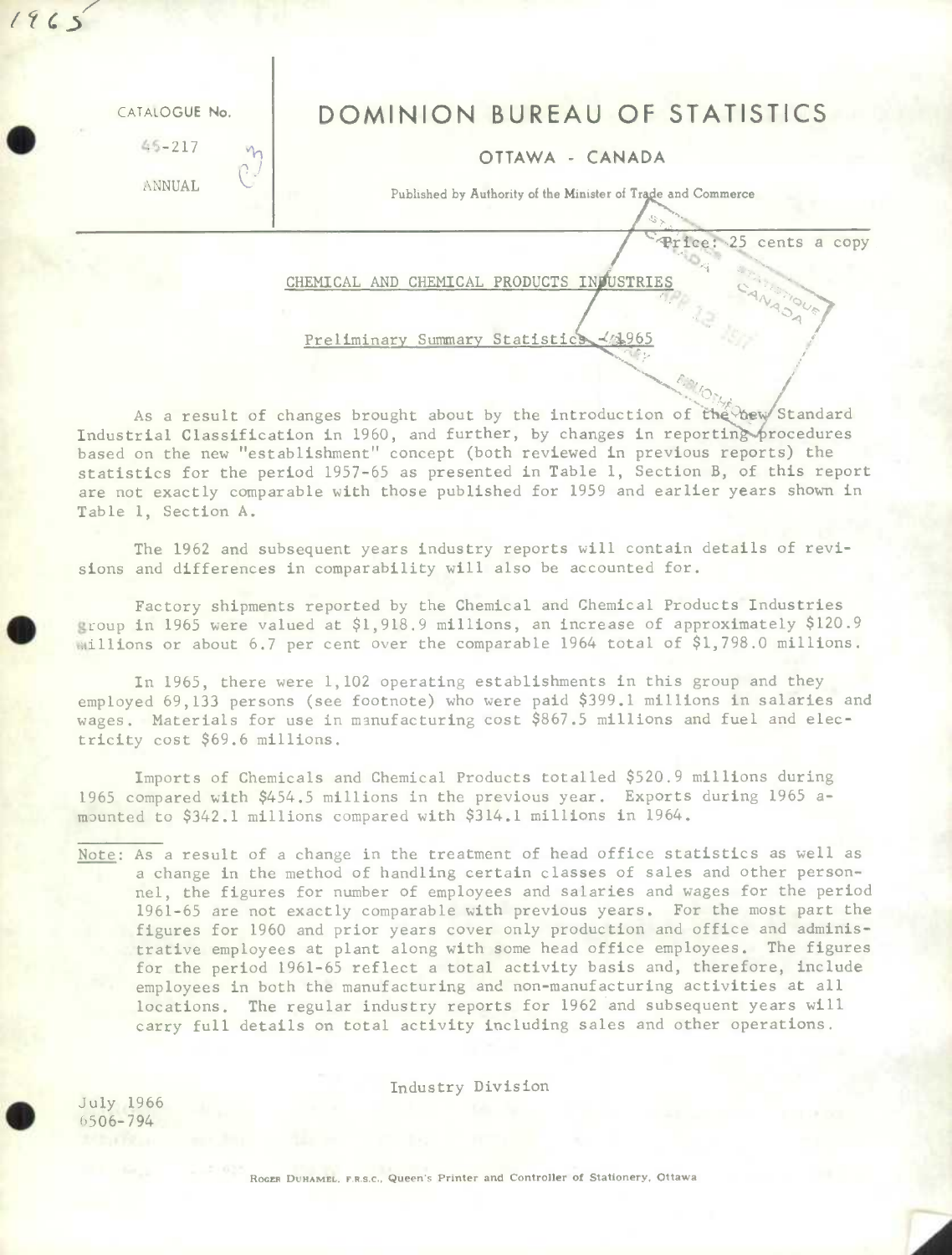CATALOGUE No.

45-217

ANNUAL

# DOMINION BUREAU OF STATISTICS

## OTTAWA - CANADA

Published by Authority of the Minister of Trade and Commerce

Price: 25 cents a copy

## CHEMICAL AND CHEMICAL PRODUCTS INDUSTRIES

### Preliminary Summary Statistics - 1965

As a result of changes brought about by the introduction of the new Standard Industrial Classification in 1960, and further, by changes in reporting procedures based on the new "establishment" concept (both reviewed in previous reports) the statistics for the period 1957-65 as presented in Table 1, Section B, of this report are not exactly comparable with those published for 1959 and earlier years shown in Table 1, Section A.

The 1962 and subsequent years industry reports will contain details of revisions and differences in comparability will also be accounted for.

Factory shipments reported by the Chemical and Chemical Products Industries group in 1965 were valued at $1,918.9 millions, an increase of approximately $120.9 millions or about 6.7 per cent over the comparable 1964 total of $1,798.0 millions.

In 1965, there were 1,102 operating establishments in this group and they employed 69,133 persons (see footnote) who were paid $399.1 millions in salaries and wages. Materials for use in manufacturing cost $867.5 millions and fuel and electricity cost $69.6 millions.

Imports of Chemicals and Chemical Products totalled $520.9 millions during 1965 compared with $454.5 millions in the previous year. Exports during 1965 amounted to $342.1 millions compared with $314.1 millions in 1964.

Note: As a result of a change in the treatment of head office statistics as well as a change in the method of handling certain classes of sales and other personnel, the figures for number of employees and salaries and wages for the period 1961-65 are not exactly comparable with previous years. For the most part the figures for 1960 and prior years cover only production and office and administrative employees at plant along with some head office employees. The figures for the period 1961-65 reflect a total activity basis and, therefore, include employees in both the manufacturing and non-manufacturing activities at all locations. The regular industry reports for 1962 and subsequent years will carry full details on total activity including sales and other operations.

Industry Division

July 1966
6506-794

ROGER DUHAMEL, F.R.S.C., Queen's Printer and Controller of Stationery, Ottawa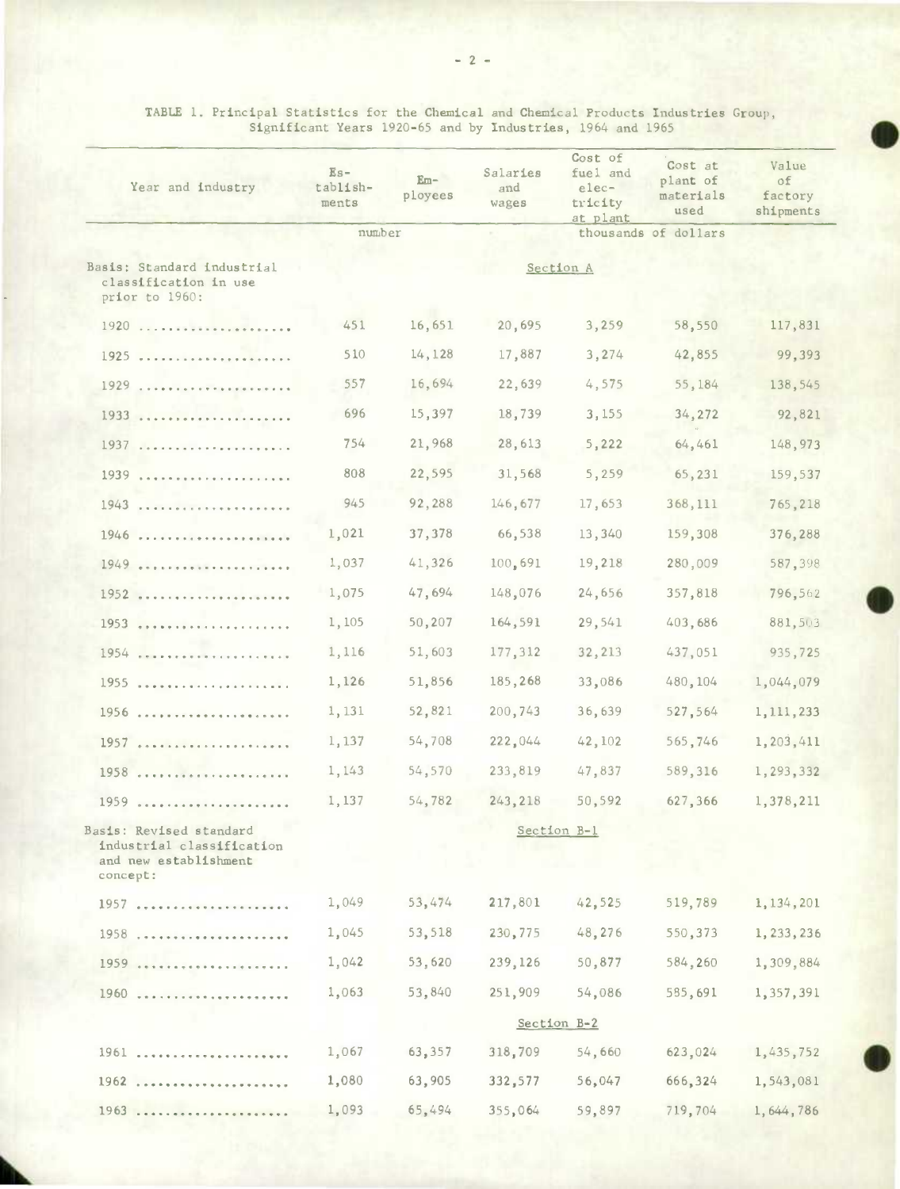TABLE 1. Principal Statistics for the Chemical and Chemical Products Industries Group, Significant Years 1920-65 and by Industries, 1964 and 1965

| Year and industry | Establishments | Employees | Salaries and wages | Cost of fuel and electricity at plant | Cost at plant of materials used | Value of factory shipments |
|---|---|---|---|---|---|---|
| | number | | thousands of dollars | | | |
| Basis: Standard industrial classification in use prior to 1960: | | | Section A | | | |
| 1920 | 451 | 16,651 | 20,695 | 3,259 | 58,550 | 117,831 |
| 1925 | 510 | 14,128 | 17,887 | 3,274 | 42,855 | 99,393 |
| 1929 | 557 | 16,694 | 22,639 | 4,575 | 55,184 | 138,545 |
| 1933 | 696 | 15,397 | 18,739 | 3,155 | 34,272 | 92,821 |
| 1937 | 754 | 21,968 | 28,613 | 5,222 | 64,461 | 148,973 |
| 1939 | 808 | 22,595 | 31,568 | 5,259 | 65,231 | 159,537 |
| 1943 | 945 | 92,288 | 146,677 | 17,653 | 368,111 | 765,218 |
| 1946 | 1,021 | 37,378 | 66,538 | 13,340 | 159,308 | 376,288 |
| 1949 | 1,037 | 41,326 | 100,691 | 19,218 | 280,009 | 587,398 |
| 1952 | 1,075 | 47,694 | 148,076 | 24,656 | 357,818 | 796,562 |
| 1953 | 1,105 | 50,207 | 164,591 | 29,541 | 403,686 | 881,503 |
| 1954 | 1,116 | 51,603 | 177,312 | 32,213 | 437,051 | 935,725 |
| 1955 | 1,126 | 51,856 | 185,268 | 33,086 | 480,104 | 1,044,079 |
| 1956 | 1,131 | 52,821 | 200,743 | 36,639 | 527,564 | 1,111,233 |
| 1957 | 1,137 | 54,708 | 222,044 | 42,102 | 565,746 | 1,203,411 |
| 1958 | 1,143 | 54,570 | 233,819 | 47,837 | 589,316 | 1,293,332 |
| 1959 | 1,137 | 54,782 | 243,218 | 50,592 | 627,366 | 1,378,211 |
| Basis: Revised standard industrial classification and new establishment concept: | | | Section B-1 | | | |
| 1957 | 1,049 | 53,474 | 217,801 | 42,525 | 519,789 | 1,134,201 |
| 1958 | 1,045 | 53,518 | 230,775 | 48,276 | 550,373 | 1,233,236 |
| 1959 | 1,042 | 53,620 | 239,126 | 50,877 | 584,260 | 1,309,884 |
| 1960 | 1,063 | 53,840 | 251,909 | 54,086 | 585,691 | 1,357,391 |
| | | | Section B-2 | | | |
| 1961 | 1,067 | 63,357 | 318,709 | 54,660 | 623,024 | 1,435,752 |
| 1962 | 1,080 | 63,905 | 332,577 | 56,047 | 666,324 | 1,543,081 |
| 1963 | 1,093 | 65,494 | 355,064 | 59,897 | 719,704 | 1,644,786 |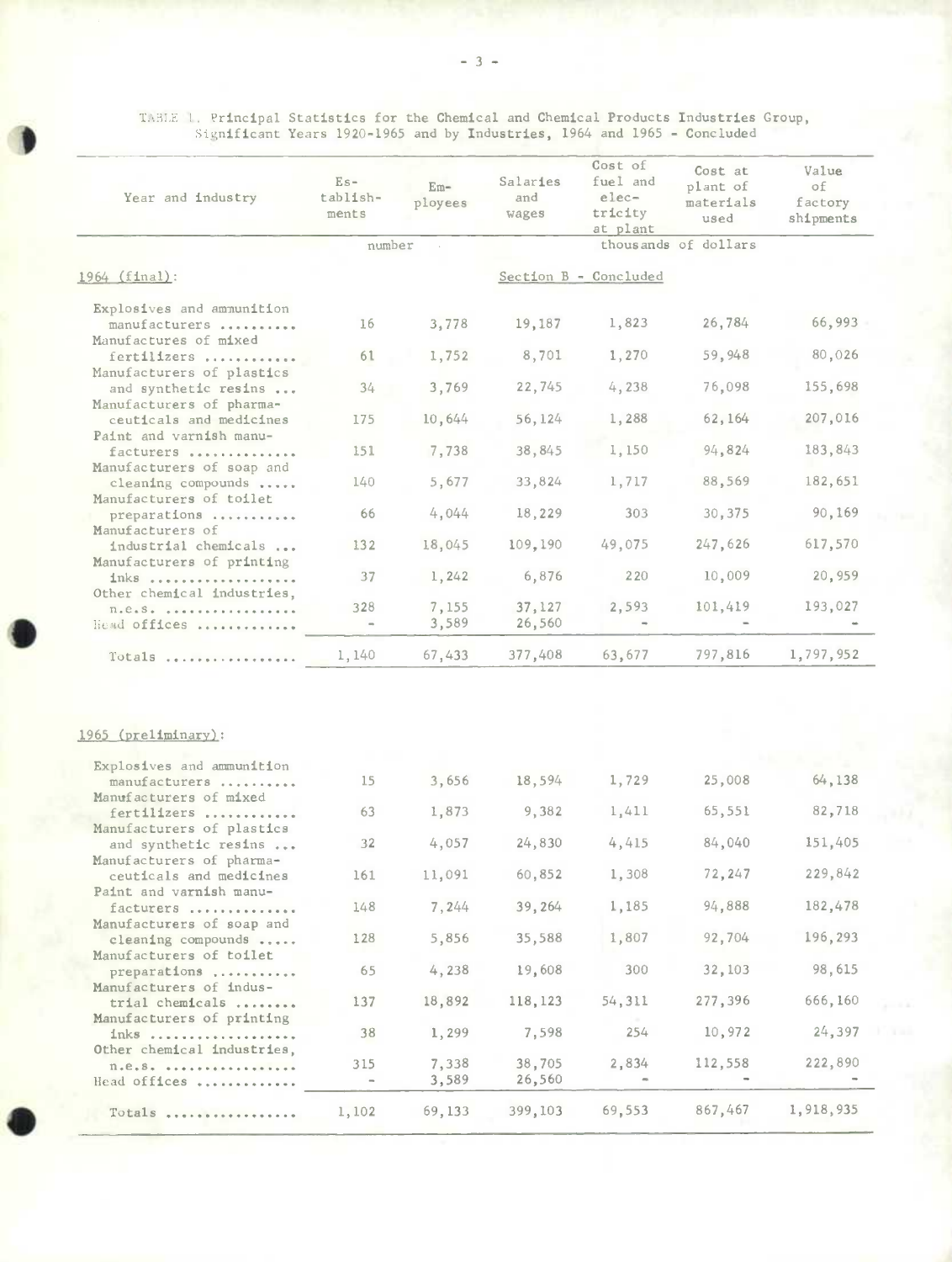TABLE 1. Principal Statistics for the Chemical and Chemical Products Industries Group, Significant Years 1920-1965 and by Industries, 1964 and 1965 - Concluded

| Year and industry | Establishments | Employees | Salaries and wages | Cost of fuel and electricity at plant | Cost at plant of materials used | Value of factory shipments |
|---|---|---|---|---|---|---|
| | number | | thousands of dollars | | | |
| 1964 (final): | | | Section B - Concluded | | | |
| Explosives and ammunition manufacturers .......... | 16 | 3,778 | 19,187 | 1,823 | 26,784 | 66,993 |
| Manufactures of mixed fertilizers ............ | 61 | 1,752 | 8,701 | 1,270 | 59,948 | 80,026 |
| Manufacturers of plastics and synthetic resins ... | 34 | 3,769 | 22,745 | 4,238 | 76,098 | 155,698 |
| Manufacturers of pharmaceuticals and medicines | 175 | 10,644 | 56,124 | 1,288 | 62,164 | 207,016 |
| Paint and varnish manufacturers .............. | 151 | 7,738 | 38,845 | 1,150 | 94,824 | 183,843 |
| Manufacturers of soap and cleaning compounds ..... | 140 | 5,677 | 33,824 | 1,717 | 88,569 | 182,651 |
| Manufacturers of toilet preparations ........... | 66 | 4,044 | 18,229 | 303 | 30,375 | 90,169 |
| Manufacturers of industrial chemicals ... | 132 | 18,045 | 109,190 | 49,075 | 247,626 | 617,570 |
| Manufacturers of printing inks ................... | 37 | 1,242 | 6,876 | 220 | 10,009 | 20,959 |
| Other chemical industries, n.e.s. .................. | 328 | 7,155 | 37,127 | 2,593 | 101,419 | 193,027 |
| Head offices ............ | - | 3,589 | 26,560 | - | - | - |
| Totals ................ | 1,140 | 67,433 | 377,408 | 63,677 | 797,816 | 1,797,952 |
| 1965 (preliminary): | | | | | | |
| Explosives and ammunition manufacturers .......... | 15 | 3,656 | 18,594 | 1,729 | 25,008 | 64,138 |
| Manufactures of mixed fertilizers ............ | 63 | 1,873 | 9,382 | 1,411 | 65,551 | 82,718 |
| Manufacturers of plastics and synthetic resins ... | 32 | 4,057 | 24,830 | 4,415 | 84,040 | 151,405 |
| Manufacturers of pharmaceuticals and medicines | 161 | 11,091 | 60,852 | 1,308 | 72,247 | 229,842 |
| Paint and varnish manufacturers .............. | 148 | 7,244 | 39,264 | 1,185 | 94,888 | 182,478 |
| Manufacturers of soap and cleaning compounds ..... | 128 | 5,856 | 35,588 | 1,807 | 92,704 | 196,293 |
| Manufacturers of toilet preparations ........... | 65 | 4,238 | 19,608 | 300 | 32,103 | 98,615 |
| Manufacturers of industrial chemicals ........ | 137 | 18,892 | 118,123 | 54,311 | 277,396 | 666,160 |
| Manufacturers of printing inks ................... | 38 | 1,299 | 7,598 | 254 | 10,972 | 24,397 |
| Other chemical industries, n.e.s. .................. | 315 | 7,338 | 38,705 | 2,834 | 112,558 | 222,890 |
| Head offices ............ | - | 3,589 | 26,560 | - | - | - |
| Totals ................ | 1,102 | 69,133 | 399,103 | 69,553 | 867,467 | 1,918,935 |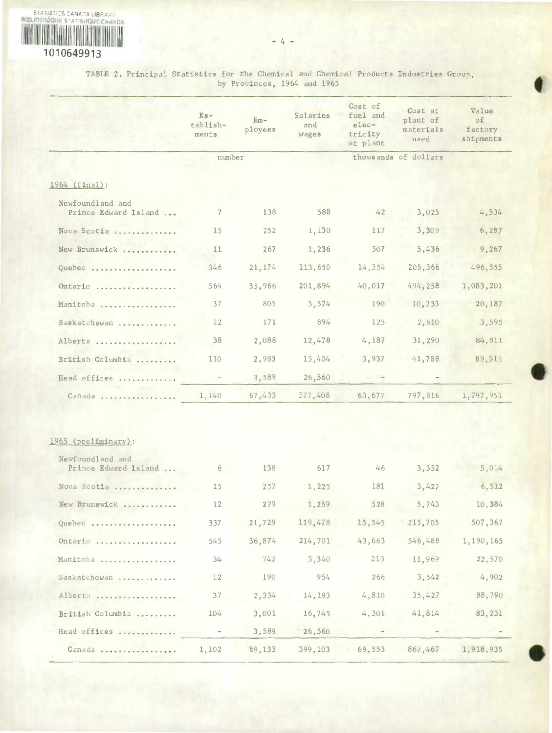TABLE 2. Principal Statistics for the Chemical and Chemical Products Industries Group, by Provinces, 1964 and 1965

| | Establishments | Employees | Salaries and wages | Cost of fuel and electricity at plant | Cost at plant of materials used | Value of factory shipments |
|---|---|---|---|---|---|---|
| | number | | thousands of dollars | | | |
| 1964 (final): | | | | | | |
| Newfoundland and Prince Edward Island ... | 7 | 138 | 588 | 42 | 3,025 | 4,534 |
| Nova Scotia ............. | 15 | 252 | 1,130 | 117 | 3,309 | 6,287 |
| New Brunswick ........... | 11 | 267 | 1,236 | 507 | 5,436 | 9,267 |
| Quebec ................... | 346 | 21,174 | 113,650 | 14,554 | 205,366 | 496,555 |
| Ontario .................. | 564 | 35,966 | 201,894 | 40,017 | 494,258 | 1,083,201 |
| Manitoba ................. | 37 | 805 | 3,574 | 190 | 10,733 | 20,187 |
| Saskatchewan ............. | 12 | 171 | 894 | 125 | 2,610 | 3,595 |
| Alberta .................. | 38 | 2,088 | 12,478 | 4,187 | 31,290 | 84,811 |
| British Columbia ......... | 110 | 2,983 | 15,404 | 3,937 | 41,788 | 89,513 |
| Head offices ............. | - | 3,589 | 26,560 | - | - | - |
| Canada ................. | 1,140 | 67,433 | 377,408 | 63,677 | 797,816 | 1,797,951 |
| 1965 (preliminary): | | | | | | |
| Newfoundland and Prince Edward Island ... | 6 | 138 | 617 | 46 | 3,352 | 5,014 |
| Nova Scotia ............. | 15 | 257 | 1,225 | 181 | 3,427 | 6,512 |
| New Brunswick ........... | 12 | 279 | 1,289 | 528 | 5,743 | 10,384 |
| Quebec ................... | 337 | 21,729 | 119,478 | 15,545 | 215,705 | 507,367 |
| Ontario .................. | 545 | 36,874 | 214,701 | 43,663 | 546,488 | 1,190,165 |
| Manitoba ................. | 34 | 742 | 3,340 | 213 | 11,969 | 22,570 |
| Saskatchewan ............. | 12 | 190 | 954 | 266 | 3,542 | 4,902 |
| Alberta .................. | 37 | 2,334 | 14,193 | 4,810 | 35,427 | 88,790 |
| British Columbia ......... | 104 | 3,001 | 16,745 | 4,301 | 41,814 | 83,231 |
| Head offices ............. | - | 3,589 | 26,560 | - | - | - |
| Canada ................. | 1,102 | 69,133 | 399,103 | 69,553 | 867,467 | 1,918,935 |